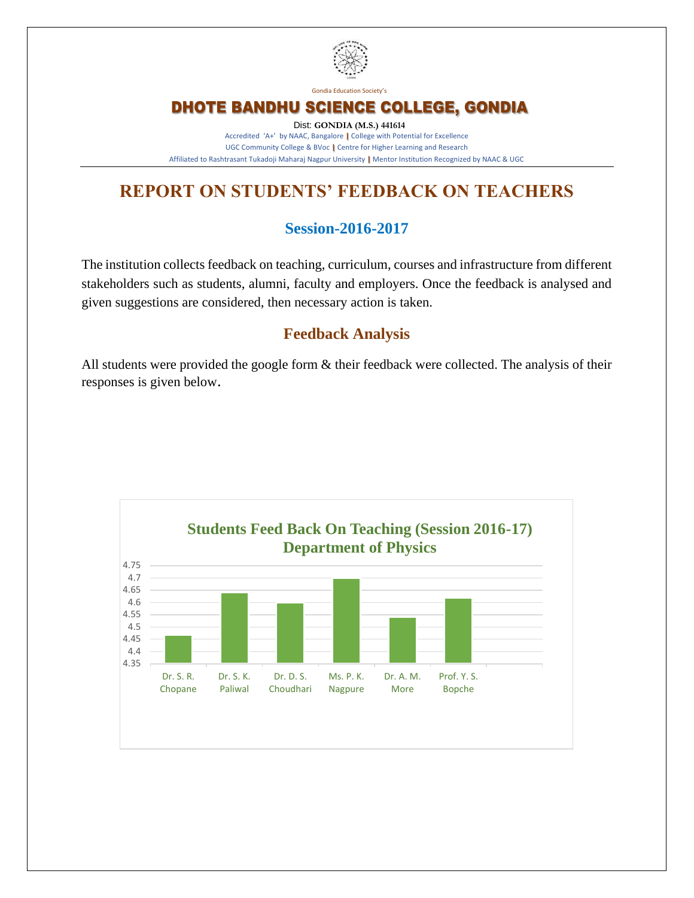Gondia Education Society's

# DHOTE BANDHU SCIENCE COLLEGE, GONDIA

Dist: **GONDIA (M.S.) 441614**

Accredited 'A+' by NAAC, Bangalore | College with Potential for Excellence
UGC Community College & BVoc | Centre for Higher Learning and Research
Affiliated to Rashtrasant Tukadoji Maharaj Nagpur University | Mentor Institution Recognized by NAAC & UGC

## REPORT ON STUDENTS' FEEDBACK ON TEACHERS

### Session-2016-2017

The institution collects feedback on teaching, curriculum, courses and infrastructure from different stakeholders such as students, alumni, faculty and employers. Once the feedback is analysed and given suggestions are considered, then necessary action is taken.

### Feedback Analysis

All students were provided the google form & their feedback were collected. The analysis of their responses is given below.

**Students Feed Back On Teaching (Session 2016-17)**
**Department of Physics**

| Teacher | Score (approx.) |
|---|---|
| Dr. S. R. Chopane | 4.46 |
| Dr. S. K. Paliwal | 4.64 |
| Dr. D. S. Choudhari | 4.6 |
| Ms. P. K. Nagpure | 4.7 |
| Dr. A. M. More | 4.54 |
| Prof. Y. S. Bopche | 4.62 |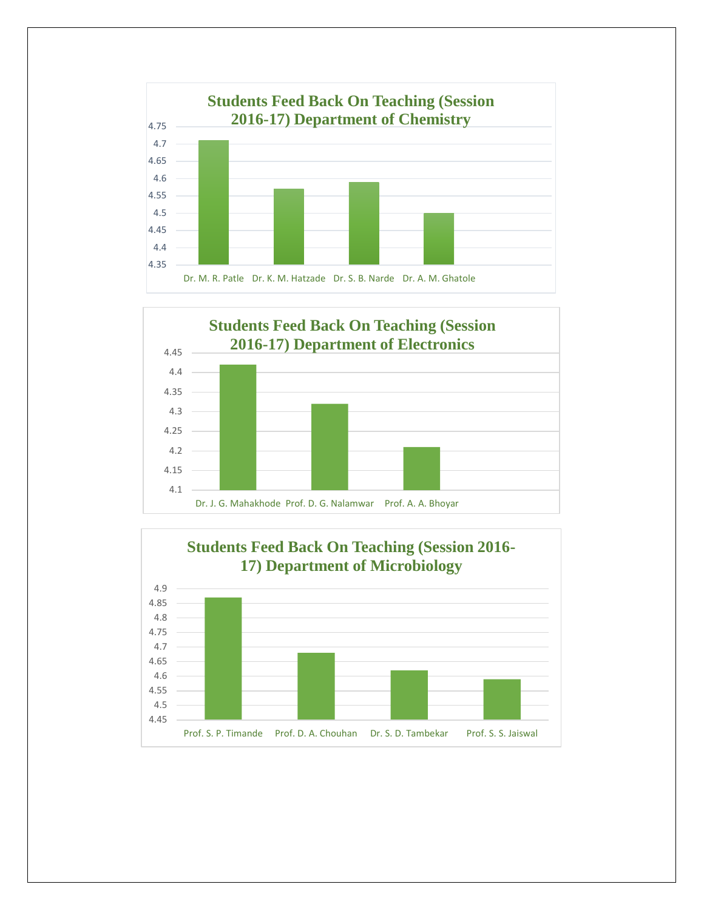## Students Feed Back On Teaching (Session 2016-17) Department of Chemistry

| Teacher | Score |
|---|---|
| Dr. M. R. Patle | 4.71 |
| Dr. K. M. Hatzade | 4.57 |
| Dr. S. B. Narde | 4.59 |
| Dr. A. M. Ghatole | 4.5 |

## Students Feed Back On Teaching (Session 2016-17) Department of Electronics

| Teacher | Score |
|---|---|
| Dr. J. G. Mahakhode | 4.42 |
| Prof. D. G. Nalamwar | 4.32 |
| Prof. A. A. Bhoyar | 4.21 |

## Students Feed Back On Teaching (Session 2016-17) Department of Microbiology

| Teacher | Score |
|---|---|
| Prof. S. P. Timande | 4.87 |
| Prof. D. A. Chouhan | 4.68 |
| Dr. S. D. Tambekar | 4.62 |
| Prof. S. S. Jaiswal | 4.59 |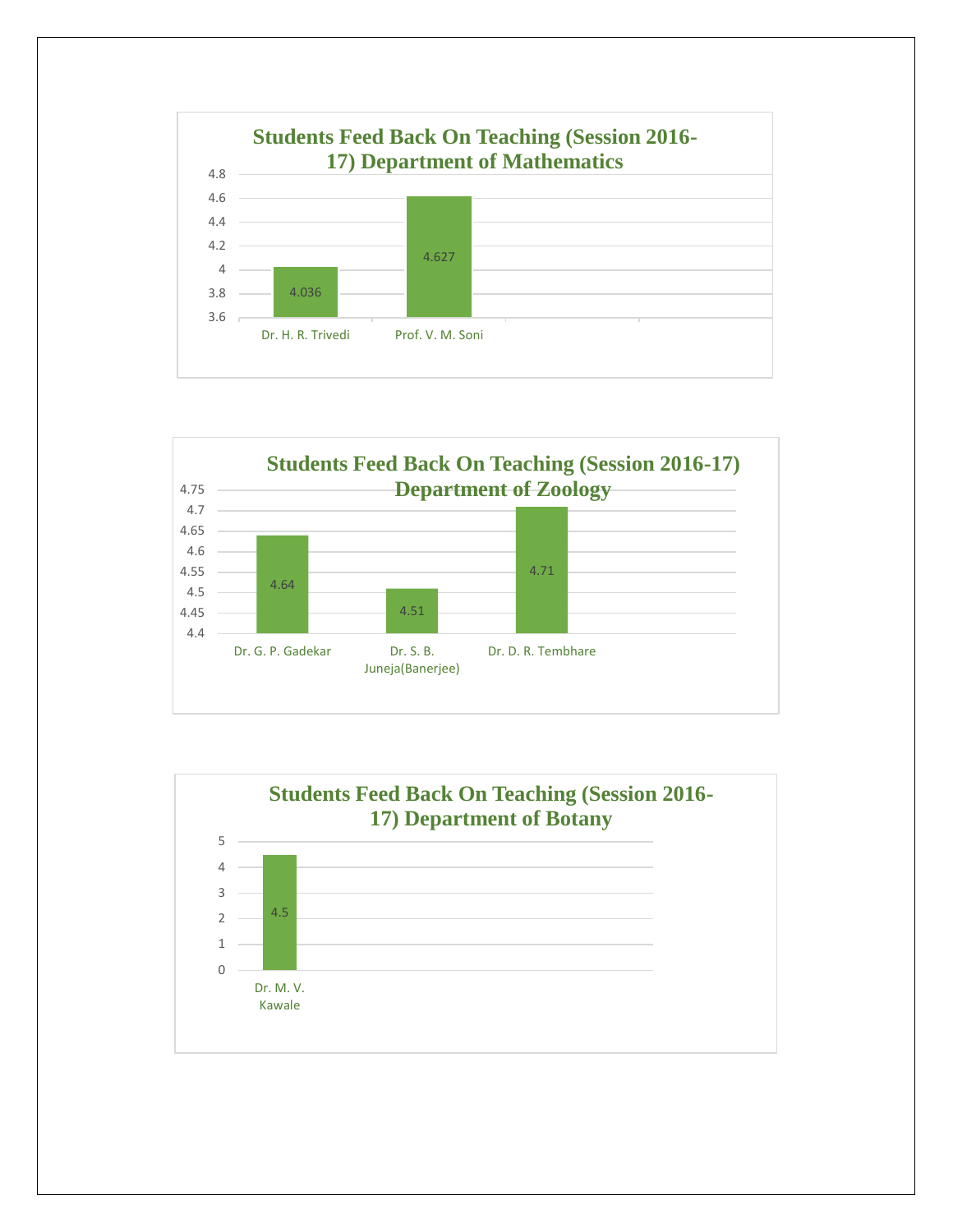## Students Feed Back On Teaching (Session 2016-17) Department of Mathematics

| Teacher | Score |
|---|---|
| Dr. H. R. Trivedi | 4.036 |
| Prof. V. M. Soni | 4.627 |

## Students Feed Back On Teaching (Session 2016-17) Department of Zoology

| Teacher | Score |
|---|---|
| Dr. G. P. Gadekar | 4.64 |
| Dr. S. B. Juneja(Banerjee) | 4.51 |
| Dr. D. R. Tembhare | 4.71 |

## Students Feed Back On Teaching (Session 2016-17) Department of Botany

| Teacher | Score |
|---|---|
| Dr. M. V. Kawale | 4.5 |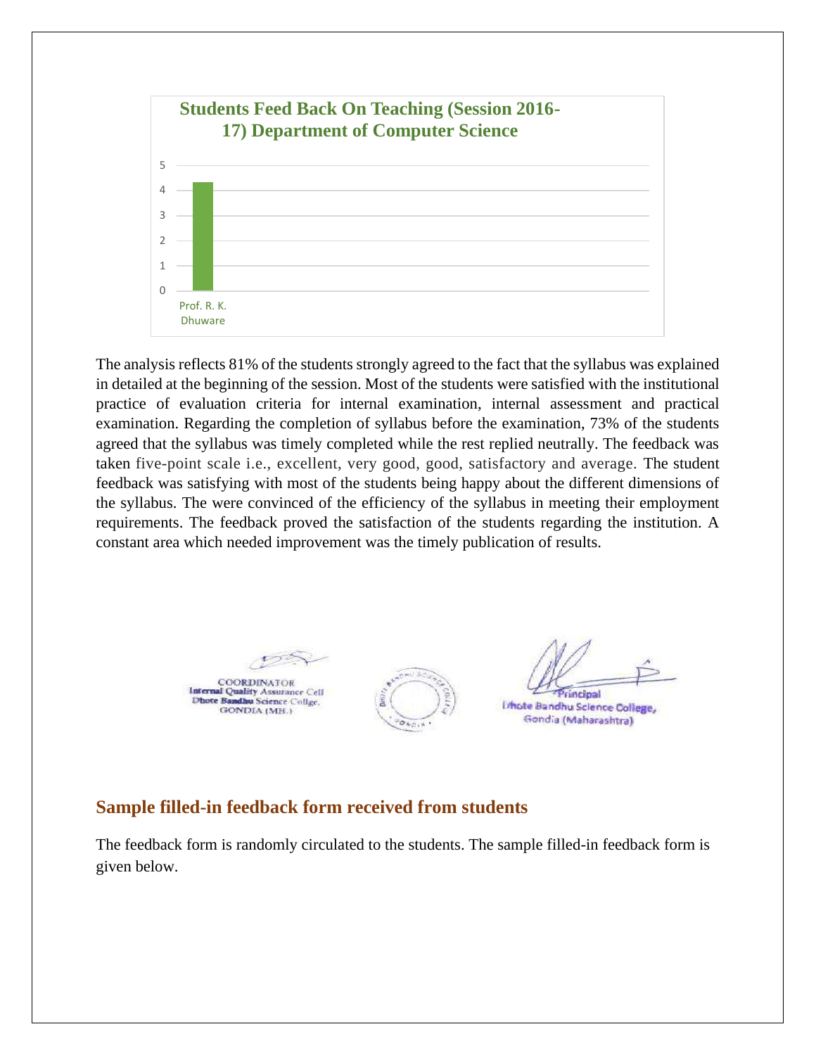**Students Feed Back On Teaching (Session 2016-17) Department of Computer Science**

| Teacher | Score |
|---|---|
| Prof. R. K. Dhuware | ~4.3 |

The analysis reflects 81% of the students strongly agreed to the fact that the syllabus was explained in detailed at the beginning of the session. Most of the students were satisfied with the institutional practice of evaluation criteria for internal examination, internal assessment and practical examination. Regarding the completion of syllabus before the examination, 73% of the students agreed that the syllabus was timely completed while the rest replied neutrally. The feedback was taken five-point scale i.e., excellent, very good, good, satisfactory and average. The student feedback was satisfying with most of the students being happy about the different dimensions of the syllabus. The were convinced of the efficiency of the syllabus in meeting their employment requirements. The feedback proved the satisfaction of the students regarding the institution. A constant area which needed improvement was the timely publication of results.

COORDINATOR
Internal Quality Assurance Cell
Dhote Bandhu Science College,
GONDIA (MH.)

Principal
Dhote Bandhu Science College,
Gondia (Maharashtra)

## Sample filled-in feedback form received from students

The feedback form is randomly circulated to the students. The sample filled-in feedback form is given below.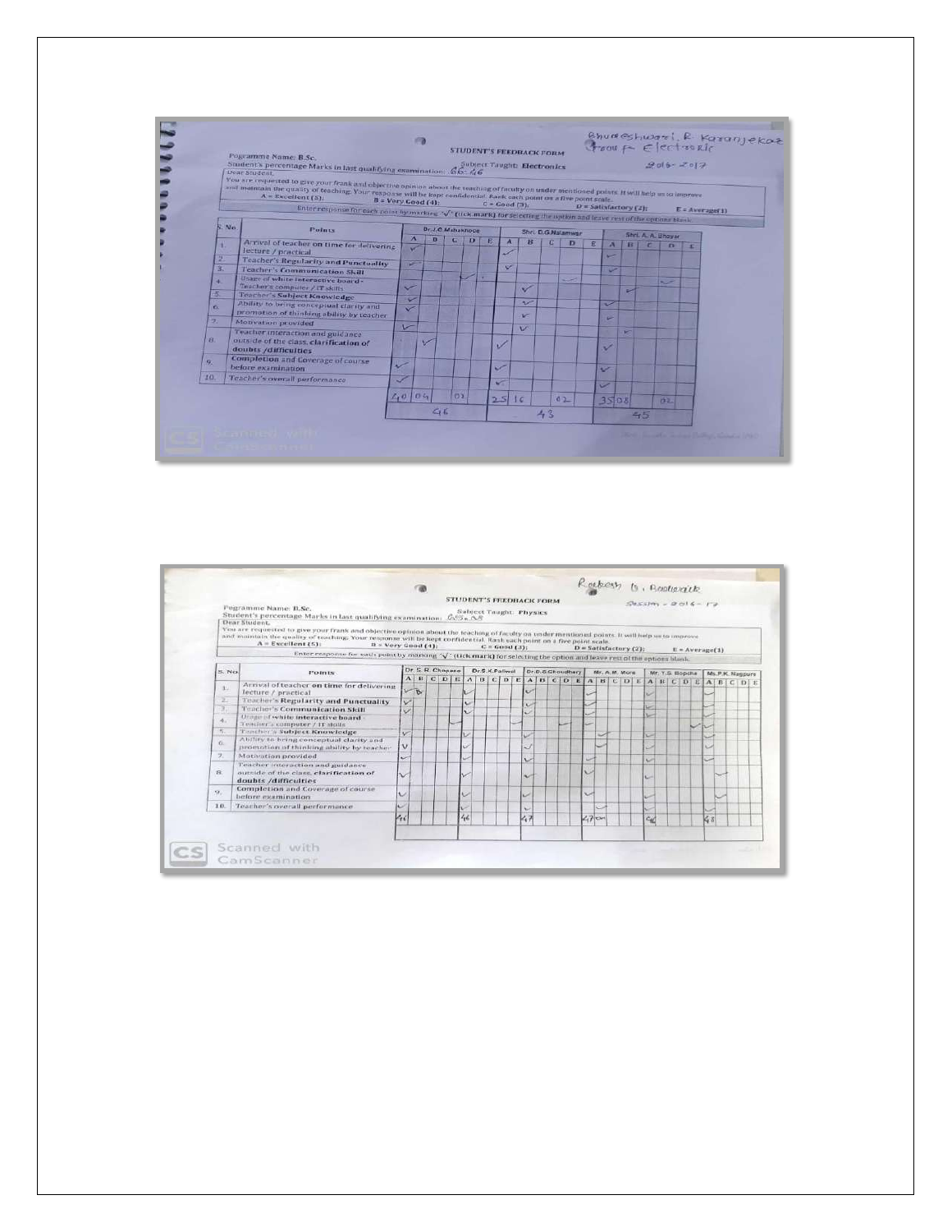Bhuneshwari R. Karanjekar
Group Electronic
2016-2017

Pogramme Name: B.Sc.

**STUDENT'S FEEDBACK FORM**

Student's percentage Marks in last qualifying examination: 66.46

Subject Taught: **Electronics**

Dear Student,
You are requested to give your frank and objective opinion about the teaching of faculty on under mentioned points. It will help us to improve and maintain the quality of teaching. Your response will be kept confidential. Rank each point on a five point scale.

A = Excellent (5); B = Very Good (4); C = Good (3); D = Satisfactory (2); E = Average(1)

Enter response for each point by marking '√' (tick mark) for selecting the option and leave rest of the options blank.

| S. No. | Points | Dr.J.C.Mahakhode | | | | | Shri. D.G.Nalamwar | | | | | Shri. A. A. Bhoyar | | | | |
|---|---|---|---|---|---|---|---|---|---|---|---|---|---|---|---|---|
| | | A | B | C | D | E | A | B | C | D | E | A | B | C | D | E |
| 1. | Arrival of teacher on time for delivering lecture / practical | √ | | | | | √ | | | | | √ | | | | |
| 2. | Teacher's Regularity and Punctuality | √ | | | | | √ | | | | | √ | | | | |
| 3. | Teacher's Communication Skill | √ | | | | | √ | | | | | √ | | | | |
| 4. | Usage of white interactive board - Teacher's computer / IT skills | | | | √ | | | | | √ | | | | | √ | |
| 5. | Teacher's Subject Knowledge | √ | | | | | | √ | | | | | √ | | | |
| 6. | Ability to bring conceptual clarity and promotion of thinking ability by teacher | √ | | | | | | √ | | | | √ | | | | |
| 7. | Motivation provided | √ | | | | | | √ | | | | √ | | | | |
| 8. | Teacher interaction and guidance outside of the class, clarification of doubts /difficulties | | √ | | | | √ | | | | | √ | | | | |
| 9. | Completion and Coverage of course before examination | √ | | | | | √ | | | | | √ | | | | |
| 10. | Teacher's overall performance | √ | | | | | √ | | | | | √ | | | | |
| | | 40 | 04 | | 02 | | 25 | 16 | | 02 | | 35 | 08 | | 02 | |
| | | 46 | | | | | 43 | | | | | 45 | | | | |

Rakesh G. Bodewar
Session - 2016-17

Pogramme Name: B.Sc.

**STUDENT'S FEEDBACK FORM**

Student's percentage Marks in last qualifying examination: 65.38

Subject Taught: **Physics**

Dear Student,
You are requested to give your frank and objective opinion about the teaching of faculty on under mentioned points. It will help us to improve and maintain the quality of teaching. Your response will be kept confidential. Rank each point on a five point scale.

A = Excellent (5); B = Very Good (4); C = Good (3); D = Satisfactory (2); E = Average(1)

Enter response for each point by marking '√' (tick mark) for selecting the option and leave rest of the options blank.

| S. No. | Points | Dr. S. R. Chopane | | | | | Dr.S.K.Paliwal | | | | | Dr.D.G.Choudhary | | | | | Mr. A.M. More | | | | | Mr. T.S. Bopche | | | | | Ms.P.K. Nagpure | | | | |
|---|---|---|---|---|---|---|---|---|---|---|---|---|---|---|---|---|---|---|---|---|---|---|---|---|---|---|---|---|---|---|---|
| | | A | B | C | D | E | A | B | C | D | E | A | B | C | D | E | A | B | C | D | E | A | B | C | D | E | A | B | C | D | E |
| 1. | Arrival of teacher on time for delivering lecture / practical | √ | | | | | √ | | | | | √ | | | | | √ | | | | | √ | | | | | √ | | | | |
| 2. | Teacher's Regularity and Punctuality | √ | | | | | √ | | | | | √ | | | | | √ | | | | | √ | | | | | √ | | | | |
| 3. | Teacher's Communication Skill | √ | | | | | √ | | | | | √ | | | | | √ | | | | | √ | | | | | √ | | | | |
| 4. | Usage of white interactive board - Teacher's computer / IT skills | | | | √ | | | | | √ | | | | | √ | | | | | √ | | | | | √ | | | | | √ | |
| 5. | Teacher's Subject Knowledge | √ | | | | | √ | | | | | √ | | | | | | √ | | | | √ | | | | | √ | | | | |
| 6. | Ability to bring conceptual clarity and promotion of thinking ability by teacher | √ | | | | | √ | | | | | √ | | | | | | √ | | | | √ | | | | | √ | | | | |
| 7. | Motivation provided | √ | | | | | √ | | | | | √ | | | | | √ | | | | | √ | | | | | √ | | | | |
| 8. | Teacher interaction and guidance outside of the class, clarification of doubts /difficulties | √ | | | | | √ | | | | | √ | | | | | √ | | | | | √ | | | | | | √ | | | |
| 9. | Completion and Coverage of course before examination | √ | | | | | √ | | | | | √ | | | | | √ | | | | | √ | | | | | | √ | | | |
| 10. | Teacher's overall performance | √ | | | | | √ | | | | | √ | | | | | √ | | | | | √ | | | | | √ | | | | |
| | | 46 | | | | | 46 | | | | | 47 | | | | | 47 | | | | | 46 | | | | | 48 | | | | |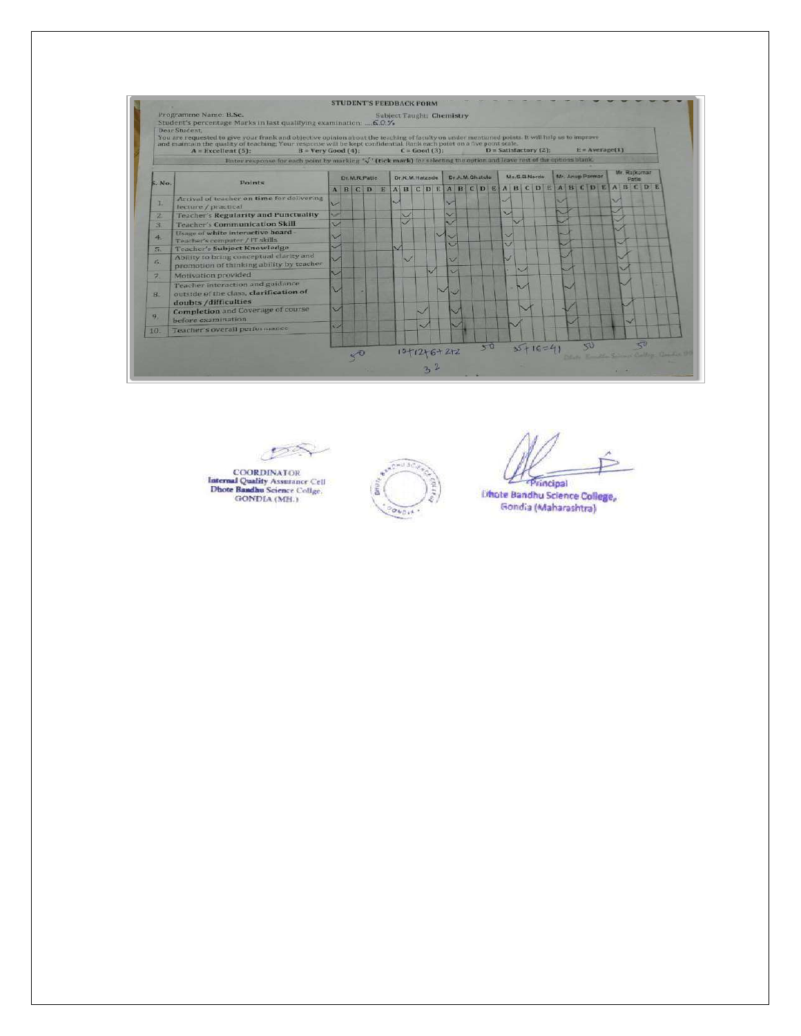**STUDENT'S FEEDBACK FORM**

Programme Name: B.Sc. Subject Taught: Chemistry

Student's percentage Marks in last qualifying examination: ...60%

Dear Student,

You are requested to give your frank and objective opinion about the teaching of faculty on under mentioned points. It will help us to improve and maintain the quality of teaching; Your response will be kept confidential. Rank each point on a five point scale.

A = Excellent (5); B = Very Good (4); C = Good (3); D = Satisfactory (2); E = Average(1)

Enter response for each point by marking '√' (tick mark) for selecting the option and leave rest of the options blank.

| S. No. | Points | Dr.M.R.Patle | Dr.K.M.Hatzade | Dr.A.M.Ghatole | Ms.S.B.Nerde | Mr. Anup Parmar | Mr. Rajkumar Patle |
|---|---|---|---|---|---|---|---|
| 1. | Arrival of teacher on time for delivering lecture / practical | | | | | | |
| 2. | Teacher's Regularity and Punctuality | | | | | | |
| 3. | Teacher's Communication Skill | | | | | | |
| 4. | Usage of white interactive board - Teacher's computer / IT skills | | | | | | |
| 5. | Teacher's Subject Knowledge | | | | | | |
| 6. | Ability to bring conceptual clarity and promotion of thinking ability by teacher | | | | | | |
| 7. | Motivation provided | | | | | | |
| 8. | Teacher interaction and guidance outside of the class, clarification of doubts /difficulties | | | | | | |
| 9. | Completion and Coverage of course before examination | | | | | | |
| 10. | Teacher's overall performance | | | | | | |
| | | 50 | 10+12+6+2+2 = 32 | 50 | 35+16=41 | 50 | 50 |

COORDINATOR
Internal Quality Assurance Cell
Dhote Bandhu Science College,
GONDIA (MH.)

Principal
Dhote Bandhu Science College,
Gondia (Maharashtra)